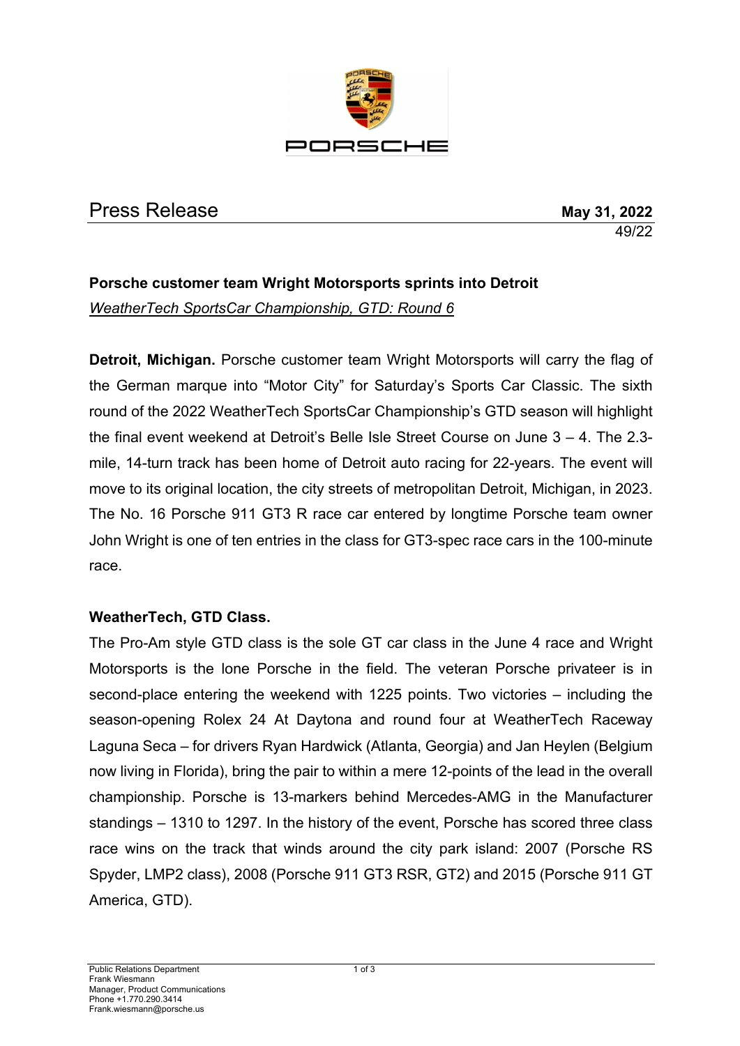PORSCHE

# Press Release

**May 31, 2022**
49/22

**Porsche customer team Wright Motorsports sprints into Detroit**
*WeatherTech SportsCar Championship, GTD: Round 6*

**Detroit, Michigan.** Porsche customer team Wright Motorsports will carry the flag of the German marque into "Motor City" for Saturday's Sports Car Classic. The sixth round of the 2022 WeatherTech SportsCar Championship's GTD season will highlight the final event weekend at Detroit's Belle Isle Street Course on June 3 – 4. The 2.3-mile, 14-turn track has been home of Detroit auto racing for 22-years. The event will move to its original location, the city streets of metropolitan Detroit, Michigan, in 2023. The No. 16 Porsche 911 GT3 R race car entered by longtime Porsche team owner John Wright is one of ten entries in the class for GT3-spec race cars in the 100-minute race.

**WeatherTech, GTD Class.**

The Pro-Am style GTD class is the sole GT car class in the June 4 race and Wright Motorsports is the lone Porsche in the field. The veteran Porsche privateer is in second-place entering the weekend with 1225 points. Two victories – including the season-opening Rolex 24 At Daytona and round four at WeatherTech Raceway Laguna Seca – for drivers Ryan Hardwick (Atlanta, Georgia) and Jan Heylen (Belgium now living in Florida), bring the pair to within a mere 12-points of the lead in the overall championship. Porsche is 13-markers behind Mercedes-AMG in the Manufacturer standings – 1310 to 1297. In the history of the event, Porsche has scored three class race wins on the track that winds around the city park island: 2007 (Porsche RS Spyder, LMP2 class), 2008 (Porsche 911 GT3 RSR, GT2) and 2015 (Porsche 911 GT America, GTD).

Public Relations Department
Frank Wiesmann
Manager, Product Communications
Phone +1.770.290.3414
Frank.wiesmann@porsche.us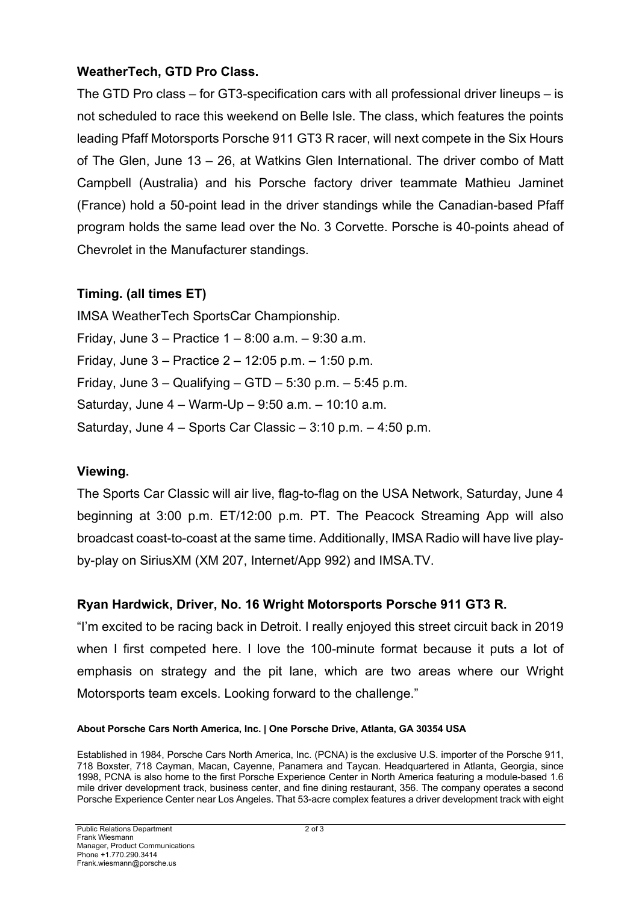**WeatherTech, GTD Pro Class.**

The GTD Pro class – for GT3-specification cars with all professional driver lineups – is not scheduled to race this weekend on Belle Isle. The class, which features the points leading Pfaff Motorsports Porsche 911 GT3 R racer, will next compete in the Six Hours of The Glen, June 13 – 26, at Watkins Glen International. The driver combo of Matt Campbell (Australia) and his Porsche factory driver teammate Mathieu Jaminet (France) hold a 50-point lead in the driver standings while the Canadian-based Pfaff program holds the same lead over the No. 3 Corvette. Porsche is 40-points ahead of Chevrolet in the Manufacturer standings.

**Timing. (all times ET)**

IMSA WeatherTech SportsCar Championship.
Friday, June 3 – Practice 1 – 8:00 a.m. – 9:30 a.m.
Friday, June 3 – Practice 2 – 12:05 p.m. – 1:50 p.m.
Friday, June 3 – Qualifying – GTD – 5:30 p.m. – 5:45 p.m.
Saturday, June 4 – Warm-Up – 9:50 a.m. – 10:10 a.m.
Saturday, June 4 – Sports Car Classic – 3:10 p.m. – 4:50 p.m.

**Viewing.**

The Sports Car Classic will air live, flag-to-flag on the USA Network, Saturday, June 4 beginning at 3:00 p.m. ET/12:00 p.m. PT. The Peacock Streaming App will also broadcast coast-to-coast at the same time. Additionally, IMSA Radio will have live play-by-play on SiriusXM (XM 207, Internet/App 992) and IMSA.TV.

**Ryan Hardwick, Driver, No. 16 Wright Motorsports Porsche 911 GT3 R.**

"I'm excited to be racing back in Detroit. I really enjoyed this street circuit back in 2019 when I first competed here. I love the 100-minute format because it puts a lot of emphasis on strategy and the pit lane, which are two areas where our Wright Motorsports team excels. Looking forward to the challenge."

**About Porsche Cars North America, Inc. | One Porsche Drive, Atlanta, GA 30354 USA**

Established in 1984, Porsche Cars North America, Inc. (PCNA) is the exclusive U.S. importer of the Porsche 911, 718 Boxster, 718 Cayman, Macan, Cayenne, Panamera and Taycan. Headquartered in Atlanta, Georgia, since 1998, PCNA is also home to the first Porsche Experience Center in North America featuring a module-based 1.6 mile driver development track, business center, and fine dining restaurant, 356. The company operates a second Porsche Experience Center near Los Angeles. That 53-acre complex features a driver development track with eight

Public Relations Department
Frank Wiesmann
Manager, Product Communications
Phone +1.770.290.3414
Frank.wiesmann@porsche.us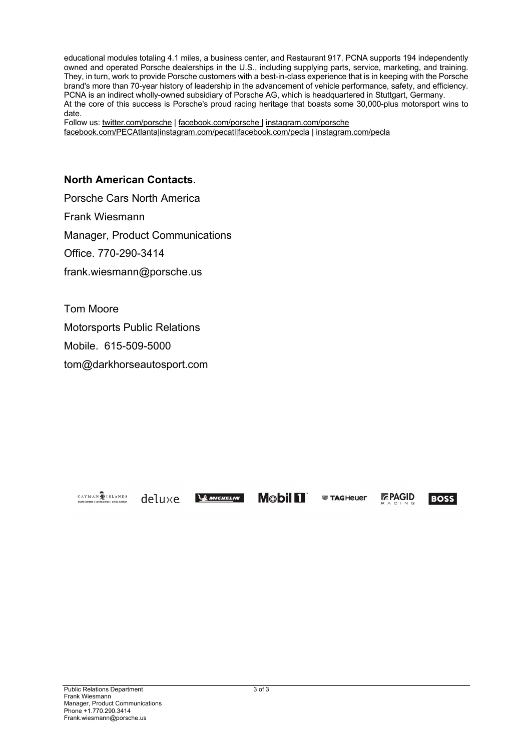educational modules totaling 4.1 miles, a business center, and Restaurant 917. PCNA supports 194 independently owned and operated Porsche dealerships in the U.S., including supplying parts, service, marketing, and training. They, in turn, work to provide Porsche customers with a best-in-class experience that is in keeping with the Porsche brand's more than 70-year history of leadership in the advancement of vehicle performance, safety, and efficiency. PCNA is an indirect wholly-owned subsidiary of Porsche AG, which is headquartered in Stuttgart, Germany.
At the core of this success is Porsche's proud racing heritage that boasts some 30,000-plus motorsport wins to date.

Follow us: twitter.com/porsche | facebook.com/porsche | instagram.com/porsche
facebook.com/PECAtlanta|instagram.com/pecatl|facebook.com/pecla | instagram.com/pecla

**North American Contacts.**

Porsche Cars North America

Frank Wiesmann

Manager, Product Communications

Office. 770-290-3414

frank.wiesmann@porsche.us

Tom Moore

Motorsports Public Relations

Mobile. 615-509-5000

tom@darkhorseautosport.com

Public Relations Department
Frank Wiesmann
Manager, Product Communications
Phone +1.770.290.3414
Frank.wiesmann@porsche.us